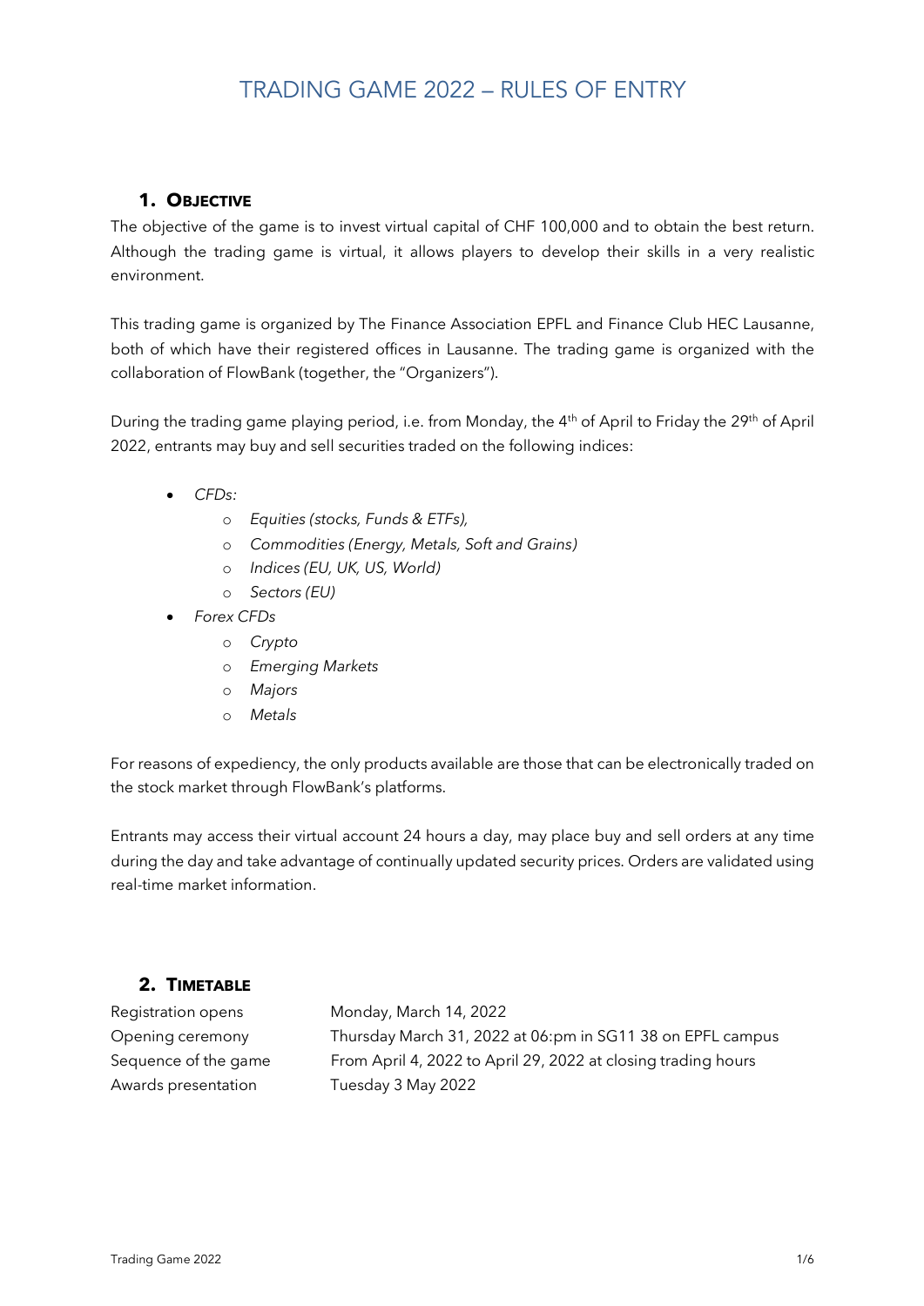# TRADING GAME 2022 – RULES OF ENTRY

## 1. Objective

The objective of the game is to invest virtual capital of CHF 100,000 and to obtain the best return. Although the trading game is virtual, it allows players to develop their skills in a very realistic environment.

This trading game is organized by The Finance Association EPFL and Finance Club HEC Lausanne, both of which have their registered offices in Lausanne. The trading game is organized with the collaboration of FlowBank (together, the "Organizers").

During the trading game playing period, i.e. from Monday, the 4th of April to Friday the 29th of April 2022, entrants may buy and sell securities traded on the following indices:

- *CFDs:*
  - *Equities (stocks, Funds & ETFs),*
  - *Commodities (Energy, Metals, Soft and Grains)*
  - *Indices (EU, UK, US, World)*
  - *Sectors (EU)*
- *Forex CFDs*
  - *Crypto*
  - *Emerging Markets*
  - *Majors*
  - *Metals*

For reasons of expediency, the only products available are those that can be electronically traded on the stock market through FlowBank's platforms.

Entrants may access their virtual account 24 hours a day, may place buy and sell orders at any time during the day and take advantage of continually updated security prices. Orders are validated using real-time market information.

## 2. Timetable

| | |
|---|---|
| Registration opens | Monday, March 14, 2022 |
| Opening ceremony | Thursday March 31, 2022 at 06:pm in SG11 38 on EPFL campus |
| Sequence of the game | From April 4, 2022 to April 29, 2022 at closing trading hours |
| Awards presentation | Tuesday 3 May 2022 |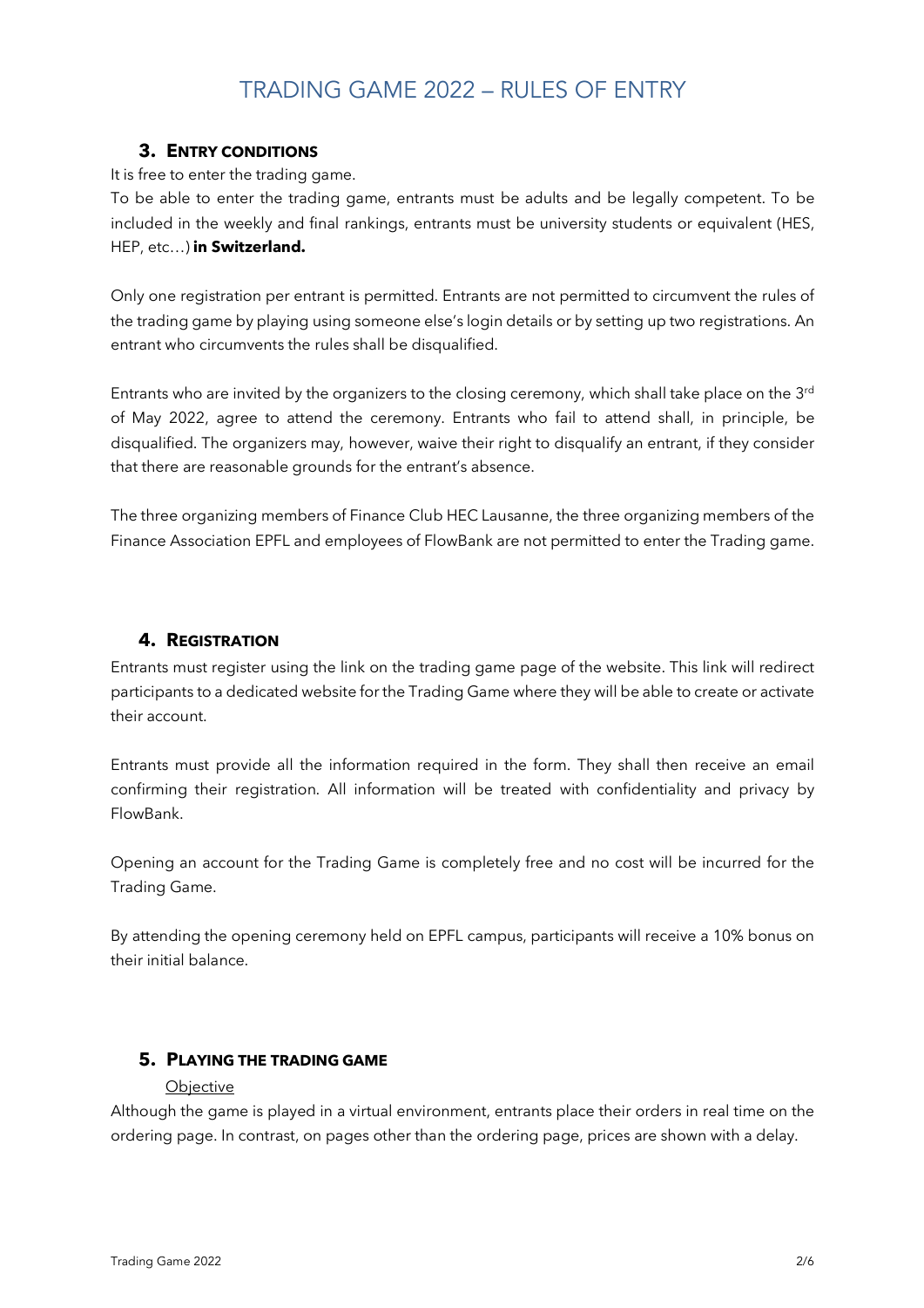# TRADING GAME 2022 – RULES OF ENTRY

## 3. Entry conditions

It is free to enter the trading game.

To be able to enter the trading game, entrants must be adults and be legally competent. To be included in the weekly and final rankings, entrants must be university students or equivalent (HES, HEP, etc…) **in Switzerland.**

Only one registration per entrant is permitted. Entrants are not permitted to circumvent the rules of the trading game by playing using someone else's login details or by setting up two registrations. An entrant who circumvents the rules shall be disqualified.

Entrants who are invited by the organizers to the closing ceremony, which shall take place on the 3rd of May 2022, agree to attend the ceremony. Entrants who fail to attend shall, in principle, be disqualified. The organizers may, however, waive their right to disqualify an entrant, if they consider that there are reasonable grounds for the entrant's absence.

The three organizing members of Finance Club HEC Lausanne, the three organizing members of the Finance Association EPFL and employees of FlowBank are not permitted to enter the Trading game.

## 4. Registration

Entrants must register using the link on the trading game page of the website. This link will redirect participants to a dedicated website for the Trading Game where they will be able to create or activate their account.

Entrants must provide all the information required in the form. They shall then receive an email confirming their registration. All information will be treated with confidentiality and privacy by FlowBank.

Opening an account for the Trading Game is completely free and no cost will be incurred for the Trading Game.

By attending the opening ceremony held on EPFL campus, participants will receive a 10% bonus on their initial balance.

## 5. Playing the trading game

### Objective

Although the game is played in a virtual environment, entrants place their orders in real time on the ordering page. In contrast, on pages other than the ordering page, prices are shown with a delay.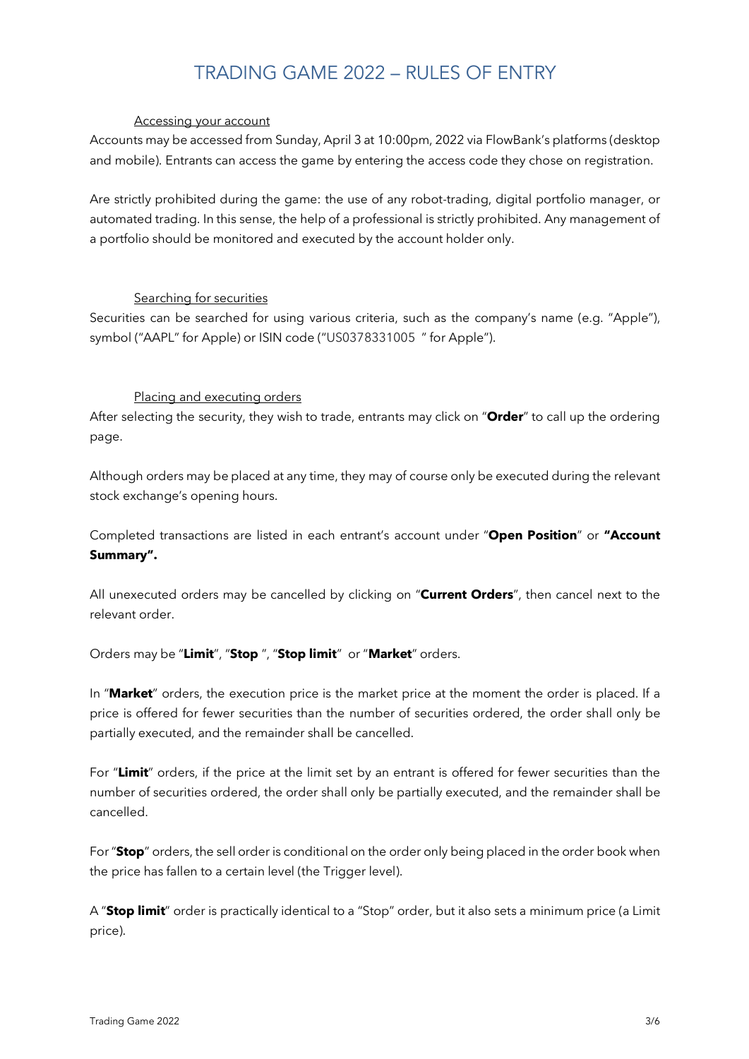# TRADING GAME 2022 – RULES OF ENTRY

### Accessing your account

Accounts may be accessed from Sunday, April 3 at 10:00pm, 2022 via FlowBank's platforms (desktop and mobile). Entrants can access the game by entering the access code they chose on registration.

Are strictly prohibited during the game: the use of any robot-trading, digital portfolio manager, or automated trading. In this sense, the help of a professional is strictly prohibited. Any management of a portfolio should be monitored and executed by the account holder only.

### Searching for securities

Securities can be searched for using various criteria, such as the company's name (e.g. "Apple"), symbol ("AAPL" for Apple) or ISIN code ("US0378331005 " for Apple").

### Placing and executing orders

After selecting the security, they wish to trade, entrants may click on "**Order**" to call up the ordering page.

Although orders may be placed at any time, they may of course only be executed during the relevant stock exchange's opening hours.

Completed transactions are listed in each entrant's account under "**Open Position**" or **"Account Summary".**

All unexecuted orders may be cancelled by clicking on "**Current Orders**", then cancel next to the relevant order.

Orders may be "**Limit**", "**Stop** ", "**Stop limit**" or "**Market**" orders.

In "**Market**" orders, the execution price is the market price at the moment the order is placed. If a price is offered for fewer securities than the number of securities ordered, the order shall only be partially executed, and the remainder shall be cancelled.

For "**Limit**" orders, if the price at the limit set by an entrant is offered for fewer securities than the number of securities ordered, the order shall only be partially executed, and the remainder shall be cancelled.

For "**Stop**" orders, the sell order is conditional on the order only being placed in the order book when the price has fallen to a certain level (the Trigger level).

A "**Stop limit**" order is practically identical to a "Stop" order, but it also sets a minimum price (a Limit price).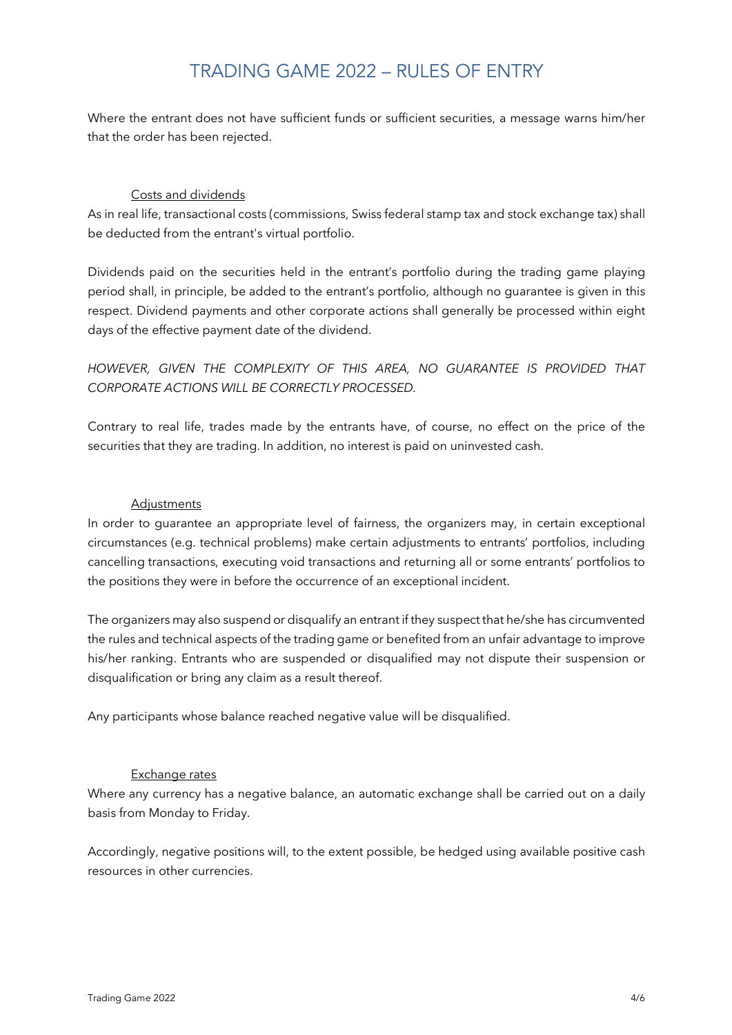Where the entrant does not have sufficient funds or sufficient securities, a message warns him/her that the order has been rejected.

### Costs and dividends

As in real life, transactional costs (commissions, Swiss federal stamp tax and stock exchange tax) shall be deducted from the entrant's virtual portfolio.

Dividends paid on the securities held in the entrant's portfolio during the trading game playing period shall, in principle, be added to the entrant's portfolio, although no guarantee is given in this respect. Dividend payments and other corporate actions shall generally be processed within eight days of the effective payment date of the dividend.

*HOWEVER, GIVEN THE COMPLEXITY OF THIS AREA, NO GUARANTEE IS PROVIDED THAT CORPORATE ACTIONS WILL BE CORRECTLY PROCESSED.*

Contrary to real life, trades made by the entrants have, of course, no effect on the price of the securities that they are trading. In addition, no interest is paid on uninvested cash.

### Adjustments

In order to guarantee an appropriate level of fairness, the organizers may, in certain exceptional circumstances (e.g. technical problems) make certain adjustments to entrants' portfolios, including cancelling transactions, executing void transactions and returning all or some entrants' portfolios to the positions they were in before the occurrence of an exceptional incident.

The organizers may also suspend or disqualify an entrant if they suspect that he/she has circumvented the rules and technical aspects of the trading game or benefited from an unfair advantage to improve his/her ranking. Entrants who are suspended or disqualified may not dispute their suspension or disqualification or bring any claim as a result thereof.

Any participants whose balance reached negative value will be disqualified.

### Exchange rates

Where any currency has a negative balance, an automatic exchange shall be carried out on a daily basis from Monday to Friday.

Accordingly, negative positions will, to the extent possible, be hedged using available positive cash resources in other currencies.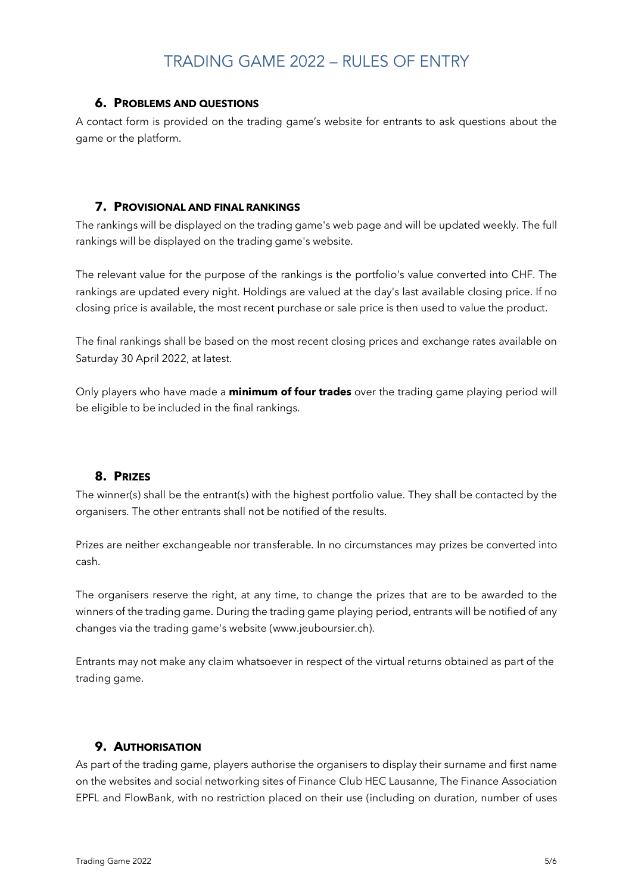## 6. Problems and questions

A contact form is provided on the trading game's website for entrants to ask questions about the game or the platform.

## 7. Provisional and final rankings

The rankings will be displayed on the trading game's web page and will be updated weekly. The full rankings will be displayed on the trading game's website.

The relevant value for the purpose of the rankings is the portfolio's value converted into CHF. The rankings are updated every night. Holdings are valued at the day's last available closing price. If no closing price is available, the most recent purchase or sale price is then used to value the product.

The final rankings shall be based on the most recent closing prices and exchange rates available on Saturday 30 April 2022, at latest.

Only players who have made a **minimum of four trades** over the trading game playing period will be eligible to be included in the final rankings.

## 8. Prizes

The winner(s) shall be the entrant(s) with the highest portfolio value. They shall be contacted by the organisers. The other entrants shall not be notified of the results.

Prizes are neither exchangeable nor transferable. In no circumstances may prizes be converted into cash.

The organisers reserve the right, at any time, to change the prizes that are to be awarded to the winners of the trading game. During the trading game playing period, entrants will be notified of any changes via the trading game's website (www.jeuboursier.ch).

Entrants may not make any claim whatsoever in respect of the virtual returns obtained as part of the trading game.

## 9. Authorisation

As part of the trading game, players authorise the organisers to display their surname and first name on the websites and social networking sites of Finance Club HEC Lausanne, The Finance Association EPFL and FlowBank, with no restriction placed on their use (including on duration, number of uses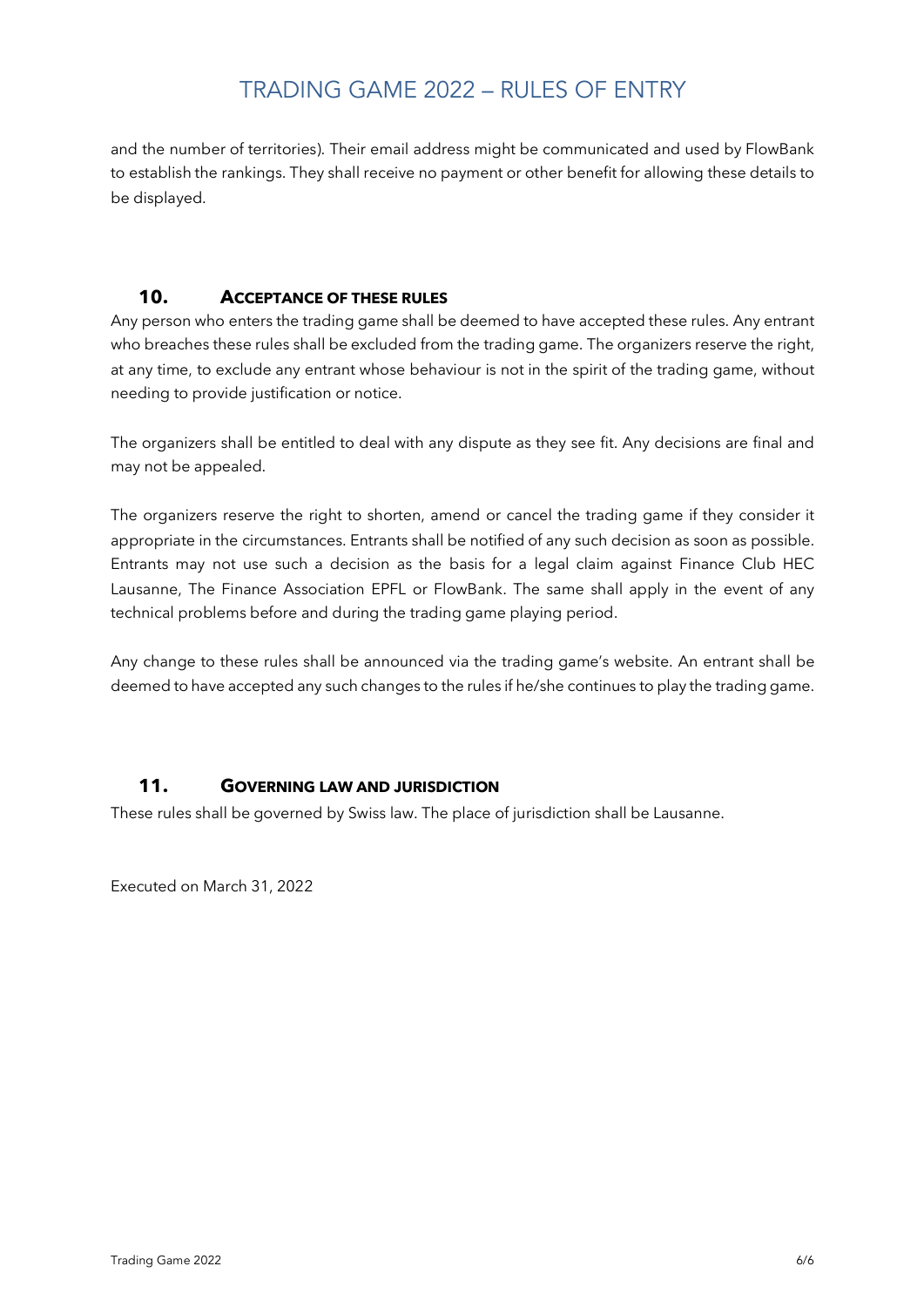and the number of territories). Their email address might be communicated and used by FlowBank to establish the rankings. They shall receive no payment or other benefit for allowing these details to be displayed.

## 10. ACCEPTANCE OF THESE RULES

Any person who enters the trading game shall be deemed to have accepted these rules. Any entrant who breaches these rules shall be excluded from the trading game. The organizers reserve the right, at any time, to exclude any entrant whose behaviour is not in the spirit of the trading game, without needing to provide justification or notice.

The organizers shall be entitled to deal with any dispute as they see fit. Any decisions are final and may not be appealed.

The organizers reserve the right to shorten, amend or cancel the trading game if they consider it appropriate in the circumstances. Entrants shall be notified of any such decision as soon as possible. Entrants may not use such a decision as the basis for a legal claim against Finance Club HEC Lausanne, The Finance Association EPFL or FlowBank. The same shall apply in the event of any technical problems before and during the trading game playing period.

Any change to these rules shall be announced via the trading game's website. An entrant shall be deemed to have accepted any such changes to the rules if he/she continues to play the trading game.

## 11. GOVERNING LAW AND JURISDICTION

These rules shall be governed by Swiss law. The place of jurisdiction shall be Lausanne.

Executed on March 31, 2022